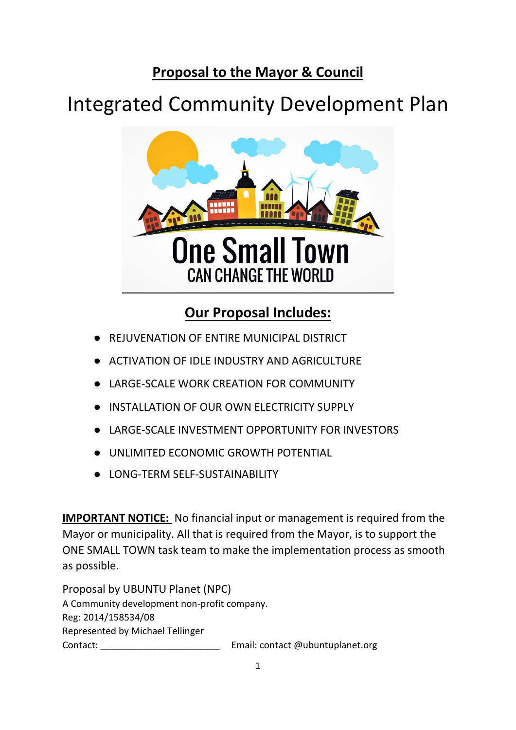## **Proposal to the Mayor & Council**

# Integrated Community Development Plan

One Small Town
CAN CHANGE THE WORLD

## **Our Proposal Includes:**

- REJUVENATION OF ENTIRE MUNICIPAL DISTRICT
- ACTIVATION OF IDLE INDUSTRY AND AGRICULTURE
- LARGE-SCALE WORK CREATION FOR COMMUNITY
- INSTALLATION OF OUR OWN ELECTRICITY SUPPLY
- LARGE-SCALE INVESTMENT OPPORTUNITY FOR INVESTORS
- UNLIMITED ECONOMIC GROWTH POTENTIAL
- LONG-TERM SELF-SUSTAINABILITY

**IMPORTANT NOTICE:** No financial input or management is required from the Mayor or municipality. All that is required from the Mayor, is to support the ONE SMALL TOWN task team to make the implementation process as smooth as possible.

Proposal by UBUNTU Planet (NPC)
A Community development non-profit company.
Reg: 2014/158534/08
Represented by Michael Tellinger
Contact: ________________________ Email: contact @ubuntuplanet.org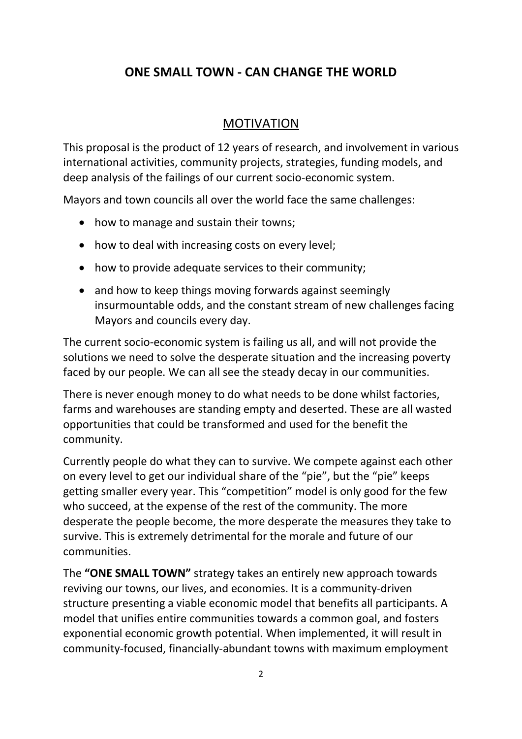## ONE SMALL TOWN - CAN CHANGE THE WORLD

### MOTIVATION

This proposal is the product of 12 years of research, and involvement in various international activities, community projects, strategies, funding models, and deep analysis of the failings of our current socio-economic system.

Mayors and town councils all over the world face the same challenges:

- how to manage and sustain their towns;
- how to deal with increasing costs on every level;
- how to provide adequate services to their community;
- and how to keep things moving forwards against seemingly insurmountable odds, and the constant stream of new challenges facing Mayors and councils every day.

The current socio-economic system is failing us all, and will not provide the solutions we need to solve the desperate situation and the increasing poverty faced by our people. We can all see the steady decay in our communities.

There is never enough money to do what needs to be done whilst factories, farms and warehouses are standing empty and deserted. These are all wasted opportunities that could be transformed and used for the benefit the community.

Currently people do what they can to survive. We compete against each other on every level to get our individual share of the "pie", but the "pie" keeps getting smaller every year. This "competition" model is only good for the few who succeed, at the expense of the rest of the community. The more desperate the people become, the more desperate the measures they take to survive. This is extremely detrimental for the morale and future of our communities.

The **"ONE SMALL TOWN"** strategy takes an entirely new approach towards reviving our towns, our lives, and economies. It is a community-driven structure presenting a viable economic model that benefits all participants. A model that unifies entire communities towards a common goal, and fosters exponential economic growth potential. When implemented, it will result in community-focused, financially-abundant towns with maximum employment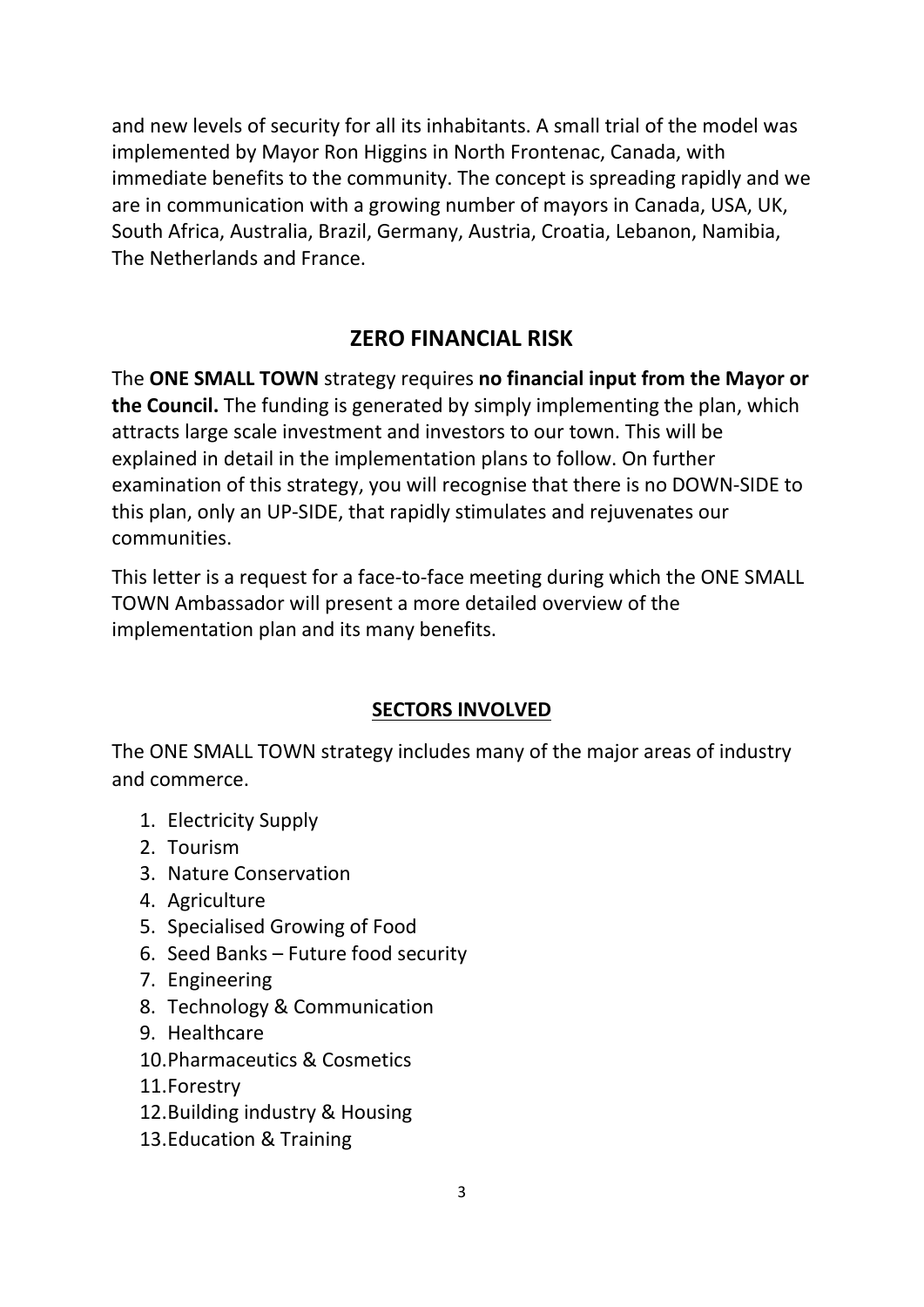and new levels of security for all its inhabitants. A small trial of the model was implemented by Mayor Ron Higgins in North Frontenac, Canada, with immediate benefits to the community. The concept is spreading rapidly and we are in communication with a growing number of mayors in Canada, USA, UK, South Africa, Australia, Brazil, Germany, Austria, Croatia, Lebanon, Namibia, The Netherlands and France.

## ZERO FINANCIAL RISK

The **ONE SMALL TOWN** strategy requires **no financial input from the Mayor or the Council.** The funding is generated by simply implementing the plan, which attracts large scale investment and investors to our town. This will be explained in detail in the implementation plans to follow. On further examination of this strategy, you will recognise that there is no DOWN-SIDE to this plan, only an UP-SIDE, that rapidly stimulates and rejuvenates our communities.

This letter is a request for a face-to-face meeting during which the ONE SMALL TOWN Ambassador will present a more detailed overview of the implementation plan and its many benefits.

## SECTORS INVOLVED

The ONE SMALL TOWN strategy includes many of the major areas of industry and commerce.

1. Electricity Supply
2. Tourism
3. Nature Conservation
4. Agriculture
5. Specialised Growing of Food
6. Seed Banks – Future food security
7. Engineering
8. Technology & Communication
9. Healthcare
10. Pharmaceutics & Cosmetics
11. Forestry
12. Building industry & Housing
13. Education & Training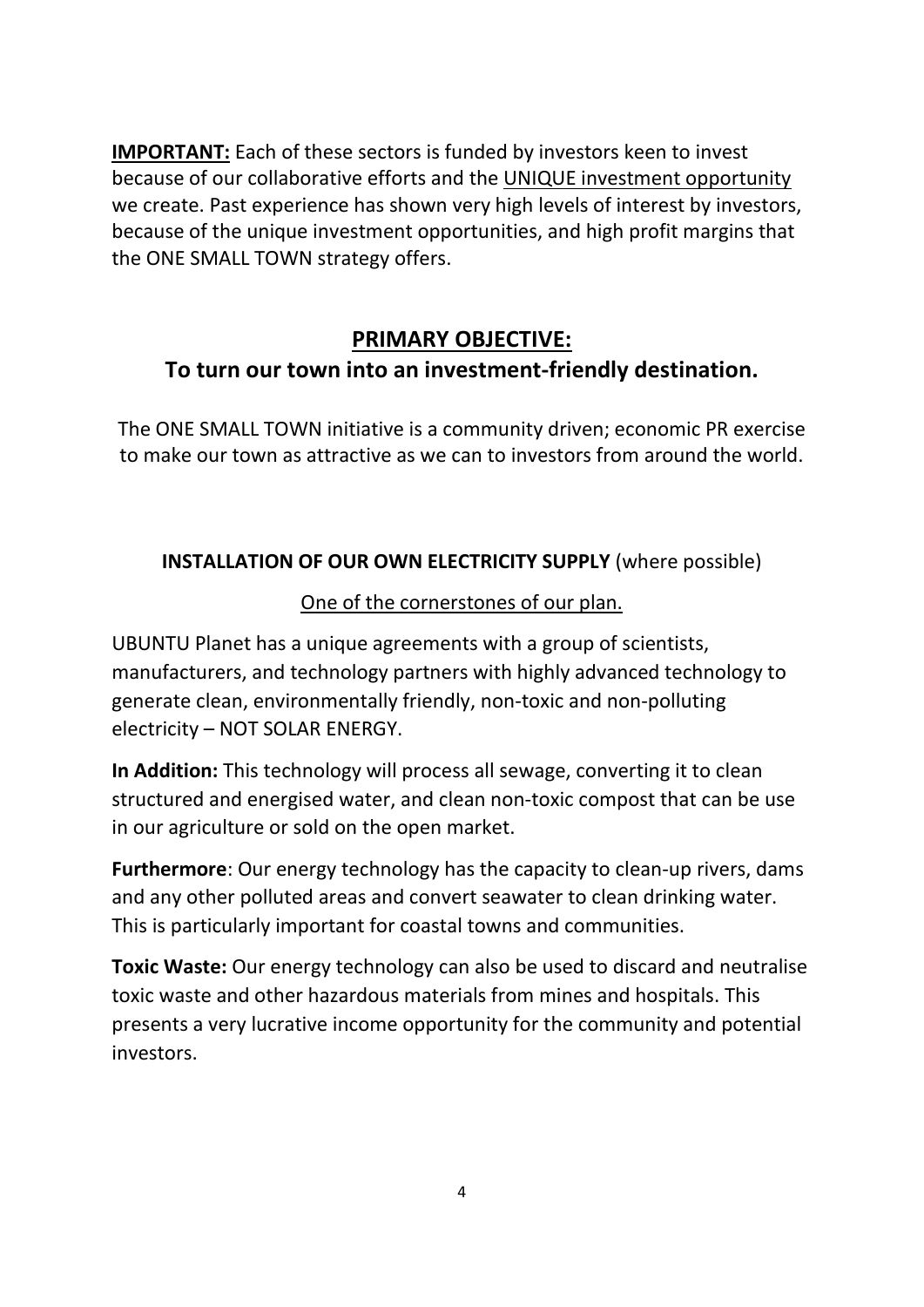**IMPORTANT:** Each of these sectors is funded by investors keen to invest because of our collaborative efforts and the <u>UNIQUE investment opportunity</u> we create. Past experience has shown very high levels of interest by investors, because of the unique investment opportunities, and high profit margins that the ONE SMALL TOWN strategy offers.

## PRIMARY OBJECTIVE:
## To turn our town into an investment-friendly destination.

The ONE SMALL TOWN initiative is a community driven; economic PR exercise to make our town as attractive as we can to investors from around the world.

**INSTALLATION OF OUR OWN ELECTRICITY SUPPLY** (where possible)

<u>One of the cornerstones of our plan.</u>

UBUNTU Planet has a unique agreements with a group of scientists, manufacturers, and technology partners with highly advanced technology to generate clean, environmentally friendly, non-toxic and non-polluting electricity – NOT SOLAR ENERGY.

**In Addition:** This technology will process all sewage, converting it to clean structured and energised water, and clean non-toxic compost that can be use in our agriculture or sold on the open market.

**Furthermore**: Our energy technology has the capacity to clean-up rivers, dams and any other polluted areas and convert seawater to clean drinking water. This is particularly important for coastal towns and communities.

**Toxic Waste:** Our energy technology can also be used to discard and neutralise toxic waste and other hazardous materials from mines and hospitals. This presents a very lucrative income opportunity for the community and potential investors.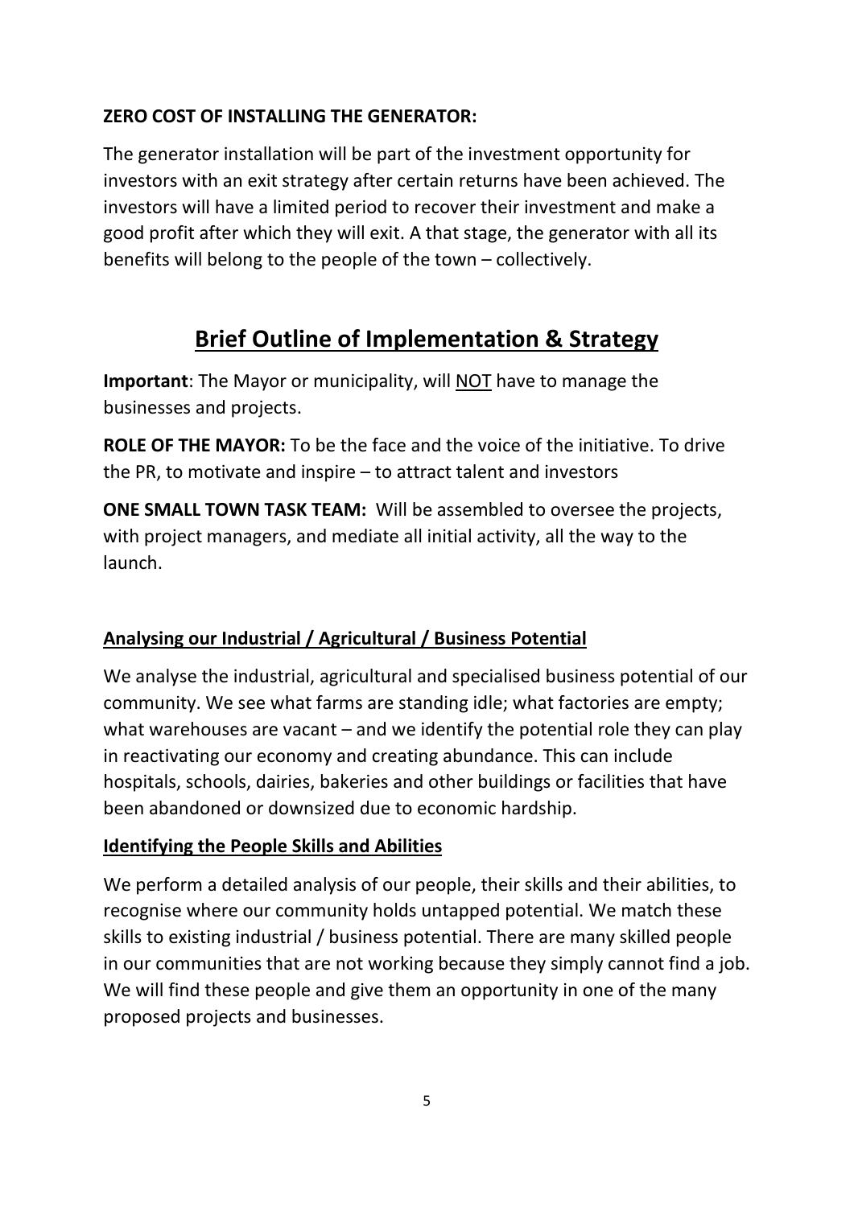**ZERO COST OF INSTALLING THE GENERATOR:**

The generator installation will be part of the investment opportunity for investors with an exit strategy after certain returns have been achieved. The investors will have a limited period to recover their investment and make a good profit after which they will exit. A that stage, the generator with all its benefits will belong to the people of the town – collectively.

# Brief Outline of Implementation & Strategy

**Important**: The Mayor or municipality, will NOT have to manage the businesses and projects.

**ROLE OF THE MAYOR:** To be the face and the voice of the initiative. To drive the PR, to motivate and inspire – to attract talent and investors

**ONE SMALL TOWN TASK TEAM:** Will be assembled to oversee the projects, with project managers, and mediate all initial activity, all the way to the launch.

## Analysing our Industrial / Agricultural / Business Potential

We analyse the industrial, agricultural and specialised business potential of our community. We see what farms are standing idle; what factories are empty; what warehouses are vacant – and we identify the potential role they can play in reactivating our economy and creating abundance. This can include hospitals, schools, dairies, bakeries and other buildings or facilities that have been abandoned or downsized due to economic hardship.

## Identifying the People Skills and Abilities

We perform a detailed analysis of our people, their skills and their abilities, to recognise where our community holds untapped potential. We match these skills to existing industrial / business potential. There are many skilled people in our communities that are not working because they simply cannot find a job. We will find these people and give them an opportunity in one of the many proposed projects and businesses.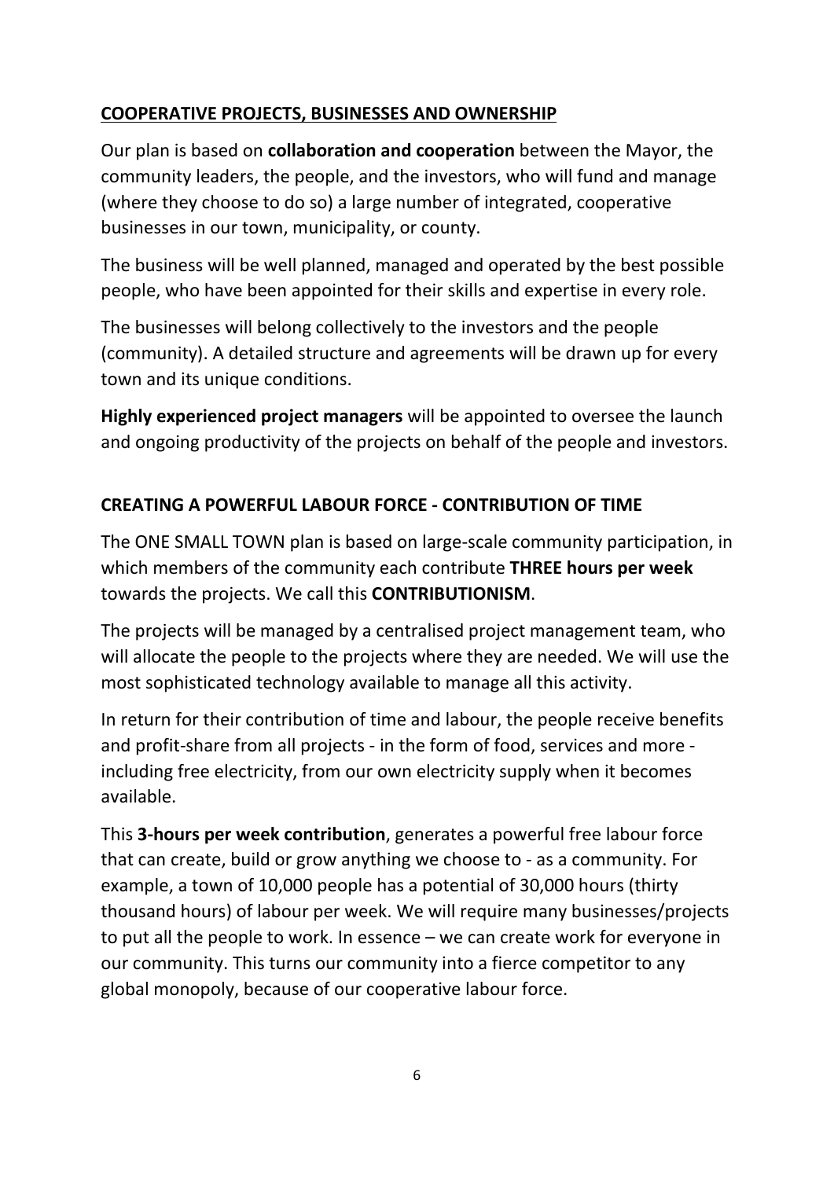## COOPERATIVE PROJECTS, BUSINESSES AND OWNERSHIP

Our plan is based on **collaboration and cooperation** between the Mayor, the community leaders, the people, and the investors, who will fund and manage (where they choose to do so) a large number of integrated, cooperative businesses in our town, municipality, or county.

The business will be well planned, managed and operated by the best possible people, who have been appointed for their skills and expertise in every role.

The businesses will belong collectively to the investors and the people (community). A detailed structure and agreements will be drawn up for every town and its unique conditions.

**Highly experienced project managers** will be appointed to oversee the launch and ongoing productivity of the projects on behalf of the people and investors.

## CREATING A POWERFUL LABOUR FORCE - CONTRIBUTION OF TIME

The ONE SMALL TOWN plan is based on large-scale community participation, in which members of the community each contribute **THREE hours per week** towards the projects. We call this **CONTRIBUTIONISM**.

The projects will be managed by a centralised project management team, who will allocate the people to the projects where they are needed. We will use the most sophisticated technology available to manage all this activity.

In return for their contribution of time and labour, the people receive benefits and profit-share from all projects - in the form of food, services and more - including free electricity, from our own electricity supply when it becomes available.

This **3-hours per week contribution**, generates a powerful free labour force that can create, build or grow anything we choose to - as a community. For example, a town of 10,000 people has a potential of 30,000 hours (thirty thousand hours) of labour per week. We will require many businesses/projects to put all the people to work. In essence – we can create work for everyone in our community. This turns our community into a fierce competitor to any global monopoly, because of our cooperative labour force.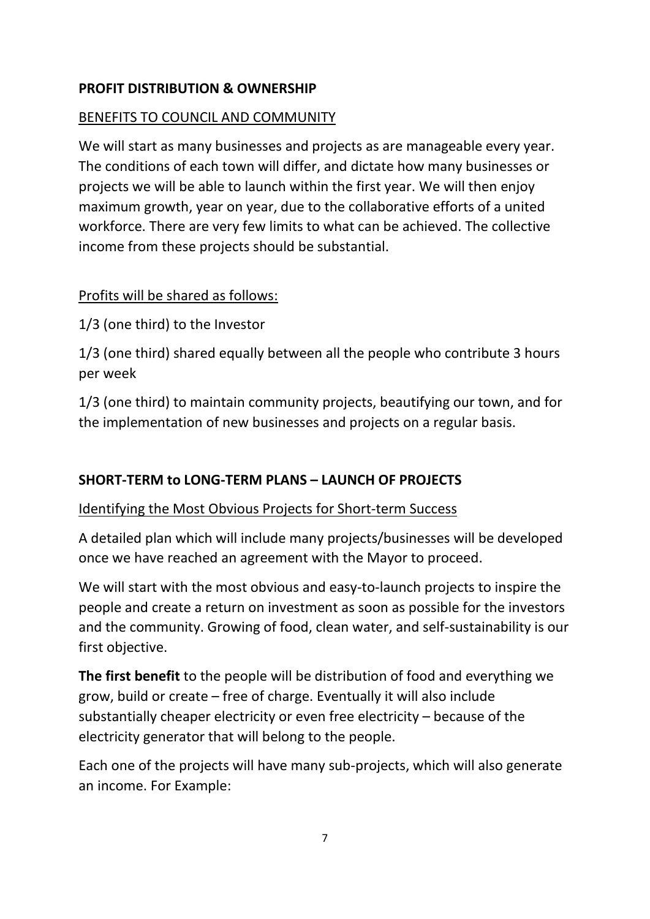## PROFIT DISTRIBUTION & OWNERSHIP

### BENEFITS TO COUNCIL AND COMMUNITY

We will start as many businesses and projects as are manageable every year. The conditions of each town will differ, and dictate how many businesses or projects we will be able to launch within the first year. We will then enjoy maximum growth, year on year, due to the collaborative efforts of a united workforce. There are very few limits to what can be achieved. The collective income from these projects should be substantial.

Profits will be shared as follows:

1/3 (one third) to the Investor

1/3 (one third) shared equally between all the people who contribute 3 hours per week

1/3 (one third) to maintain community projects, beautifying our town, and for the implementation of new businesses and projects on a regular basis.

## SHORT-TERM to LONG-TERM PLANS – LAUNCH OF PROJECTS

### Identifying the Most Obvious Projects for Short-term Success

A detailed plan which will include many projects/businesses will be developed once we have reached an agreement with the Mayor to proceed.

We will start with the most obvious and easy-to-launch projects to inspire the people and create a return on investment as soon as possible for the investors and the community. Growing of food, clean water, and self-sustainability is our first objective.

**The first benefit** to the people will be distribution of food and everything we grow, build or create – free of charge. Eventually it will also include substantially cheaper electricity or even free electricity – because of the electricity generator that will belong to the people.

Each one of the projects will have many sub-projects, which will also generate an income. For Example: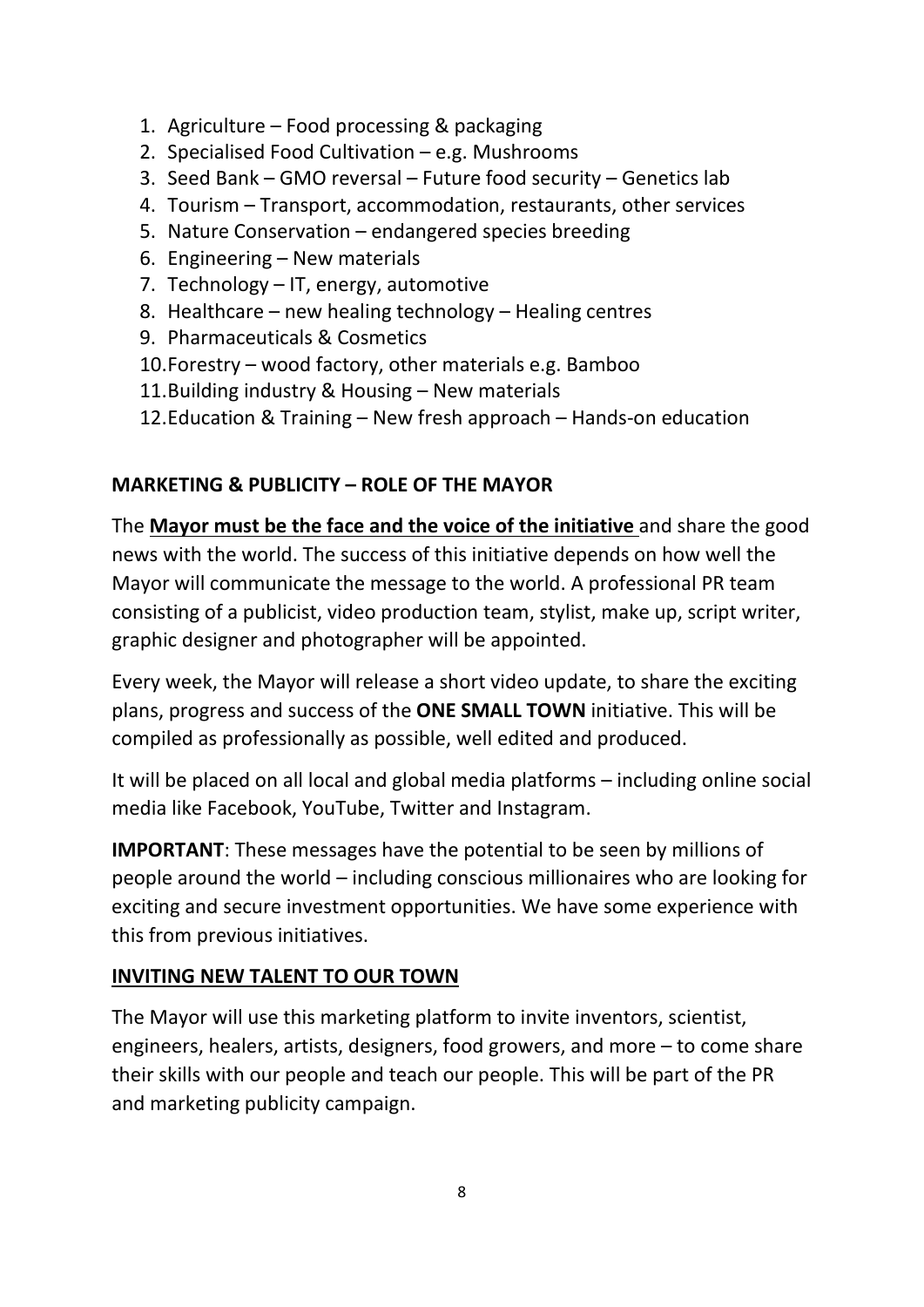1. Agriculture – Food processing & packaging
2. Specialised Food Cultivation – e.g. Mushrooms
3. Seed Bank – GMO reversal – Future food security – Genetics lab
4. Tourism – Transport, accommodation, restaurants, other services
5. Nature Conservation – endangered species breeding
6. Engineering – New materials
7. Technology – IT, energy, automotive
8. Healthcare – new healing technology – Healing centres
9. Pharmaceuticals & Cosmetics
10. Forestry – wood factory, other materials e.g. Bamboo
11. Building industry & Housing – New materials
12. Education & Training – New fresh approach – Hands-on education

## MARKETING & PUBLICITY – ROLE OF THE MAYOR

The **Mayor must be the face and the voice of the initiative** and share the good news with the world. The success of this initiative depends on how well the Mayor will communicate the message to the world. A professional PR team consisting of a publicist, video production team, stylist, make up, script writer, graphic designer and photographer will be appointed.

Every week, the Mayor will release a short video update, to share the exciting plans, progress and success of the **ONE SMALL TOWN** initiative. This will be compiled as professionally as possible, well edited and produced.

It will be placed on all local and global media platforms – including online social media like Facebook, YouTube, Twitter and Instagram.

**IMPORTANT**: These messages have the potential to be seen by millions of people around the world – including conscious millionaires who are looking for exciting and secure investment opportunities. We have some experience with this from previous initiatives.

## INVITING NEW TALENT TO OUR TOWN

The Mayor will use this marketing platform to invite inventors, scientist, engineers, healers, artists, designers, food growers, and more – to come share their skills with our people and teach our people. This will be part of the PR and marketing publicity campaign.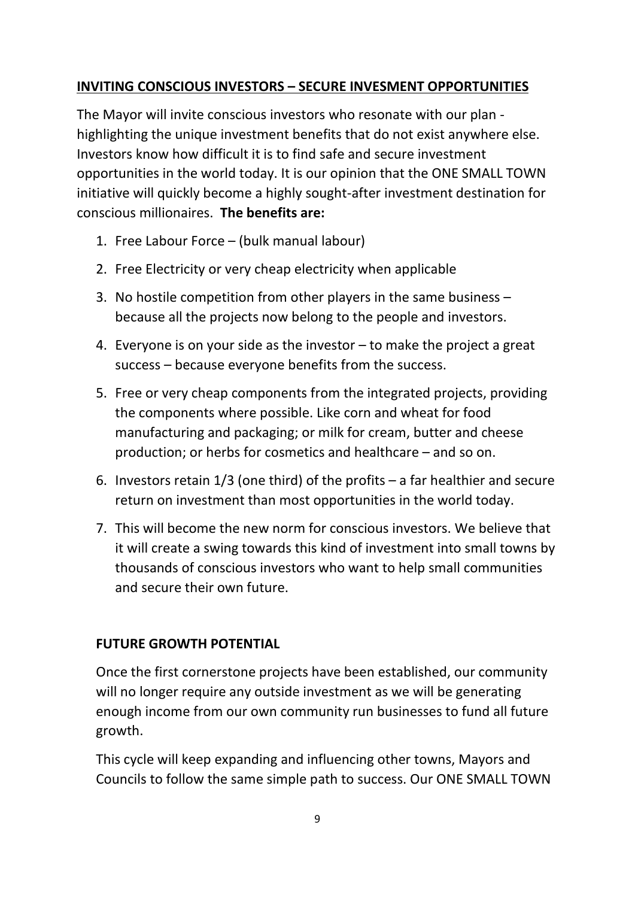## INVITING CONSCIOUS INVESTORS – SECURE INVESMENT OPPORTUNITIES

The Mayor will invite conscious investors who resonate with our plan - highlighting the unique investment benefits that do not exist anywhere else. Investors know how difficult it is to find safe and secure investment opportunities in the world today. It is our opinion that the ONE SMALL TOWN initiative will quickly become a highly sought-after investment destination for conscious millionaires. **The benefits are:**

1. Free Labour Force – (bulk manual labour)
2. Free Electricity or very cheap electricity when applicable
3. No hostile competition from other players in the same business – because all the projects now belong to the people and investors.
4. Everyone is on your side as the investor – to make the project a great success – because everyone benefits from the success.
5. Free or very cheap components from the integrated projects, providing the components where possible. Like corn and wheat for food manufacturing and packaging; or milk for cream, butter and cheese production; or herbs for cosmetics and healthcare – and so on.
6. Investors retain 1/3 (one third) of the profits – a far healthier and secure return on investment than most opportunities in the world today.
7. This will become the new norm for conscious investors. We believe that it will create a swing towards this kind of investment into small towns by thousands of conscious investors who want to help small communities and secure their own future.

## FUTURE GROWTH POTENTIAL

Once the first cornerstone projects have been established, our community will no longer require any outside investment as we will be generating enough income from our own community run businesses to fund all future growth.

This cycle will keep expanding and influencing other towns, Mayors and Councils to follow the same simple path to success. Our ONE SMALL TOWN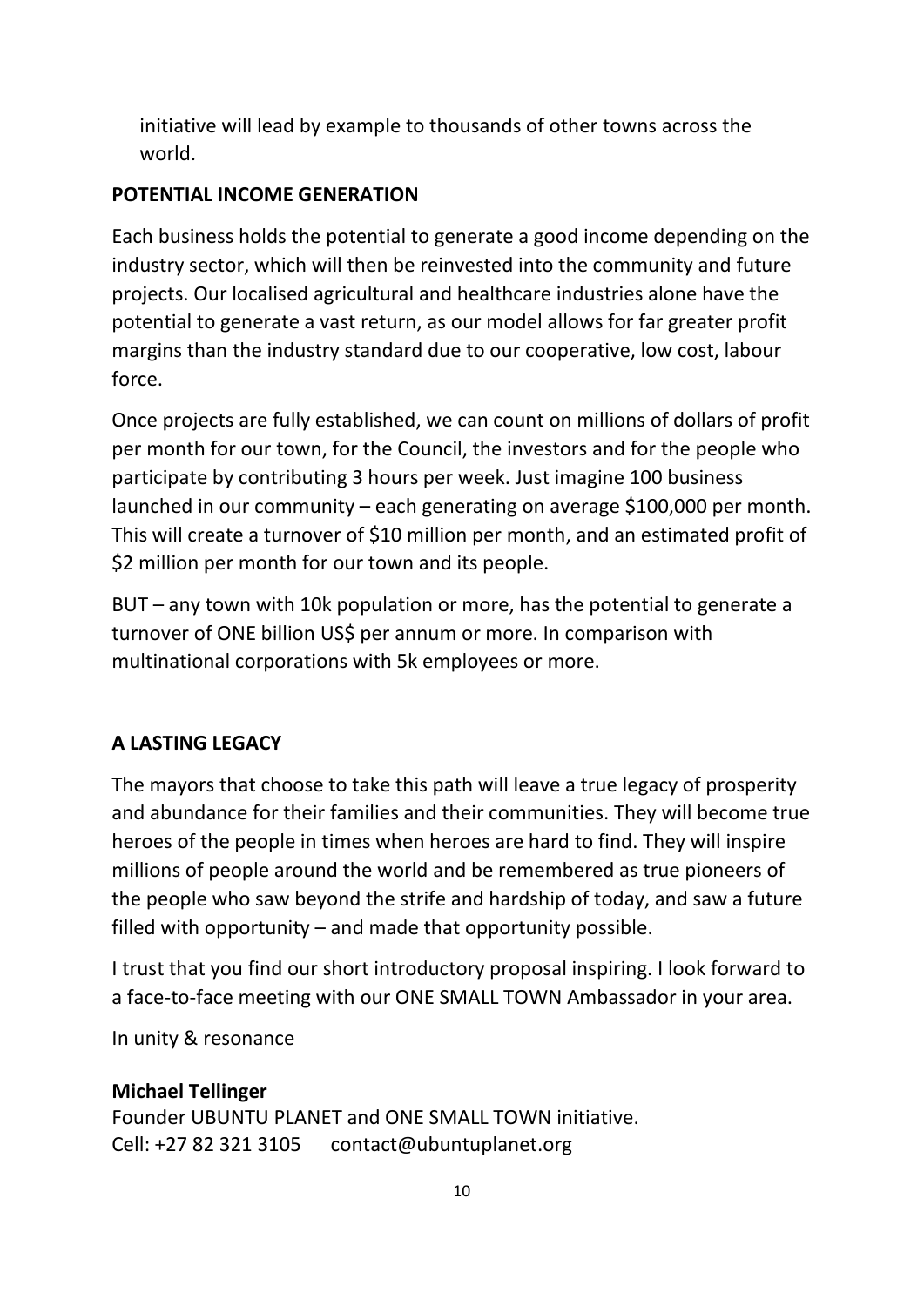initiative will lead by example to thousands of other towns across the world.

**POTENTIAL INCOME GENERATION**

Each business holds the potential to generate a good income depending on the industry sector, which will then be reinvested into the community and future projects. Our localised agricultural and healthcare industries alone have the potential to generate a vast return, as our model allows for far greater profit margins than the industry standard due to our cooperative, low cost, labour force.

Once projects are fully established, we can count on millions of dollars of profit per month for our town, for the Council, the investors and for the people who participate by contributing 3 hours per week. Just imagine 100 business launched in our community – each generating on average $100,000 per month. This will create a turnover of $10 million per month, and an estimated profit of $2 million per month for our town and its people.

BUT – any town with 10k population or more, has the potential to generate a turnover of ONE billion US$ per annum or more. In comparison with multinational corporations with 5k employees or more.

**A LASTING LEGACY**

The mayors that choose to take this path will leave a true legacy of prosperity and abundance for their families and their communities. They will become true heroes of the people in times when heroes are hard to find. They will inspire millions of people around the world and be remembered as true pioneers of the people who saw beyond the strife and hardship of today, and saw a future filled with opportunity – and made that opportunity possible.

I trust that you find our short introductory proposal inspiring. I look forward to a face-to-face meeting with our ONE SMALL TOWN Ambassador in your area.

In unity & resonance

**Michael Tellinger**
Founder UBUNTU PLANET and ONE SMALL TOWN initiative.
Cell: +27 82 321 3105 contact@ubuntuplanet.org